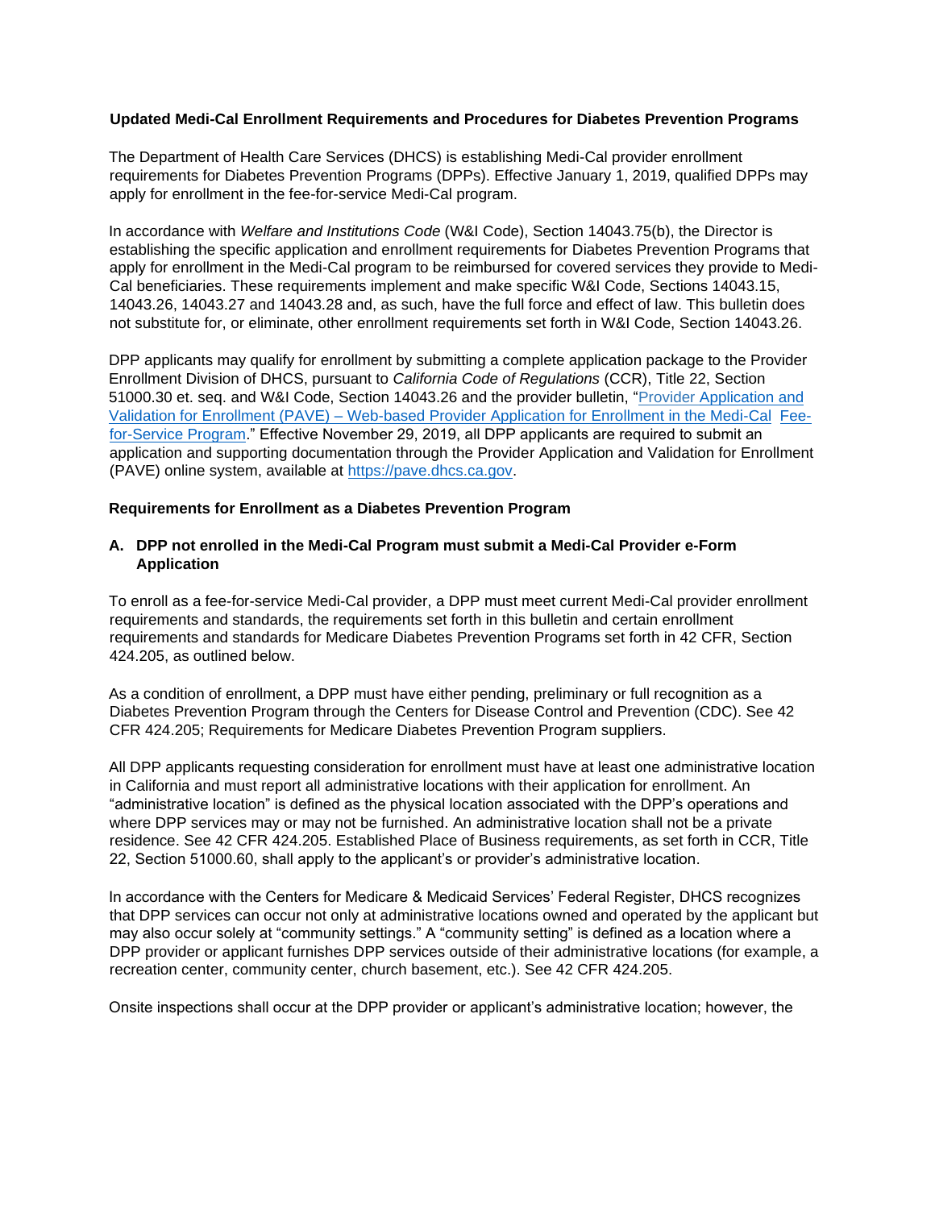**Updated Medi-Cal Enrollment Requirements and Procedures for Diabetes Prevention Programs**

The Department of Health Care Services (DHCS) is establishing Medi-Cal provider enrollment requirements for Diabetes Prevention Programs (DPPs). Effective January 1, 2019, qualified DPPs may apply for enrollment in the fee-for-service Medi-Cal program.

In accordance with *Welfare and Institutions Code* (W&I Code), Section 14043.75(b), the Director is establishing the specific application and enrollment requirements for Diabetes Prevention Programs that apply for enrollment in the Medi-Cal program to be reimbursed for covered services they provide to Medi-Cal beneficiaries. These requirements implement and make specific W&I Code, Sections 14043.15, 14043.26, 14043.27 and 14043.28 and, as such, have the full force and effect of law. This bulletin does not substitute for, or eliminate, other enrollment requirements set forth in W&I Code, Section 14043.26.

DPP applicants may qualify for enrollment by submitting a complete application package to the Provider Enrollment Division of DHCS, pursuant to *California Code of Regulations* (CCR), Title 22, Section 51000.30 et. seq. and W&I Code, Section 14043.26 and the provider bulletin, "Provider Application and Validation for Enrollment (PAVE) – Web-based Provider Application for Enrollment in the Medi-Cal Fee-for-Service Program." Effective November 29, 2019, all DPP applicants are required to submit an application and supporting documentation through the Provider Application and Validation for Enrollment (PAVE) online system, available at https://pave.dhcs.ca.gov.

**Requirements for Enrollment as a Diabetes Prevention Program**

**A. DPP not enrolled in the Medi-Cal Program must submit a Medi-Cal Provider e-Form Application**

To enroll as a fee-for-service Medi-Cal provider, a DPP must meet current Medi-Cal provider enrollment requirements and standards, the requirements set forth in this bulletin and certain enrollment requirements and standards for Medicare Diabetes Prevention Programs set forth in 42 CFR, Section 424.205, as outlined below.

As a condition of enrollment, a DPP must have either pending, preliminary or full recognition as a Diabetes Prevention Program through the Centers for Disease Control and Prevention (CDC). See 42 CFR 424.205; Requirements for Medicare Diabetes Prevention Program suppliers.

All DPP applicants requesting consideration for enrollment must have at least one administrative location in California and must report all administrative locations with their application for enrollment. An "administrative location" is defined as the physical location associated with the DPP's operations and where DPP services may or may not be furnished. An administrative location shall not be a private residence. See 42 CFR 424.205. Established Place of Business requirements, as set forth in CCR, Title 22, Section 51000.60, shall apply to the applicant's or provider's administrative location.

In accordance with the Centers for Medicare & Medicaid Services' Federal Register, DHCS recognizes that DPP services can occur not only at administrative locations owned and operated by the applicant but may also occur solely at "community settings." A "community setting" is defined as a location where a DPP provider or applicant furnishes DPP services outside of their administrative locations (for example, a recreation center, community center, church basement, etc.). See 42 CFR 424.205.

Onsite inspections shall occur at the DPP provider or applicant's administrative location; however, the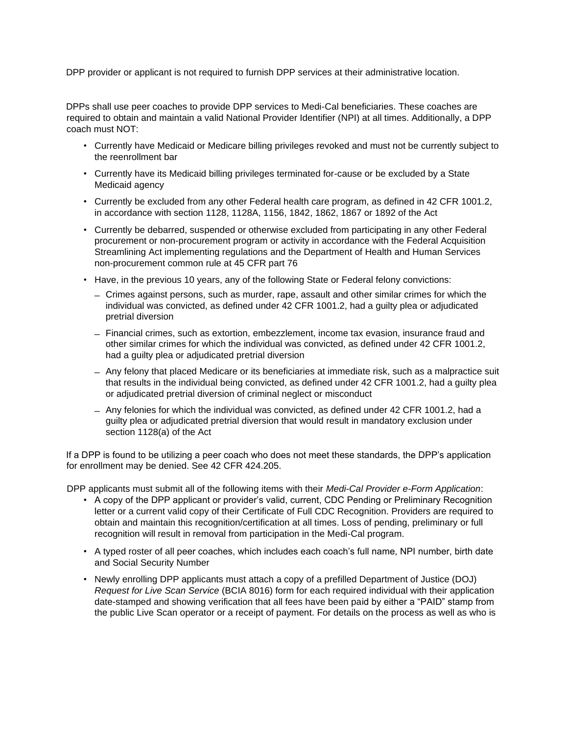DPP provider or applicant is not required to furnish DPP services at their administrative location.

DPPs shall use peer coaches to provide DPP services to Medi-Cal beneficiaries. These coaches are required to obtain and maintain a valid National Provider Identifier (NPI) at all times. Additionally, a DPP coach must NOT:

- Currently have Medicaid or Medicare billing privileges revoked and must not be currently subject to the reenrollment bar
- Currently have its Medicaid billing privileges terminated for-cause or be excluded by a State Medicaid agency
- Currently be excluded from any other Federal health care program, as defined in 42 CFR 1001.2, in accordance with section 1128, 1128A, 1156, 1842, 1862, 1867 or 1892 of the Act
- Currently be debarred, suspended or otherwise excluded from participating in any other Federal procurement or non-procurement program or activity in accordance with the Federal Acquisition Streamlining Act implementing regulations and the Department of Health and Human Services non-procurement common rule at 45 CFR part 76
- Have, in the previous 10 years, any of the following State or Federal felony convictions:
  - Crimes against persons, such as murder, rape, assault and other similar crimes for which the individual was convicted, as defined under 42 CFR 1001.2, had a guilty plea or adjudicated pretrial diversion
  - Financial crimes, such as extortion, embezzlement, income tax evasion, insurance fraud and other similar crimes for which the individual was convicted, as defined under 42 CFR 1001.2, had a guilty plea or adjudicated pretrial diversion
  - Any felony that placed Medicare or its beneficiaries at immediate risk, such as a malpractice suit that results in the individual being convicted, as defined under 42 CFR 1001.2, had a guilty plea or adjudicated pretrial diversion of criminal neglect or misconduct
  - Any felonies for which the individual was convicted, as defined under 42 CFR 1001.2, had a guilty plea or adjudicated pretrial diversion that would result in mandatory exclusion under section 1128(a) of the Act

If a DPP is found to be utilizing a peer coach who does not meet these standards, the DPP's application for enrollment may be denied. See 42 CFR 424.205.

DPP applicants must submit all of the following items with their *Medi-Cal Provider e-Form Application*:

- A copy of the DPP applicant or provider's valid, current, CDC Pending or Preliminary Recognition letter or a current valid copy of their Certificate of Full CDC Recognition. Providers are required to obtain and maintain this recognition/certification at all times. Loss of pending, preliminary or full recognition will result in removal from participation in the Medi-Cal program.
- A typed roster of all peer coaches, which includes each coach's full name, NPI number, birth date and Social Security Number
- Newly enrolling DPP applicants must attach a copy of a prefilled Department of Justice (DOJ) *Request for Live Scan Service* (BCIA 8016) form for each required individual with their application date-stamped and showing verification that all fees have been paid by either a "PAID" stamp from the public Live Scan operator or a receipt of payment. For details on the process as well as who is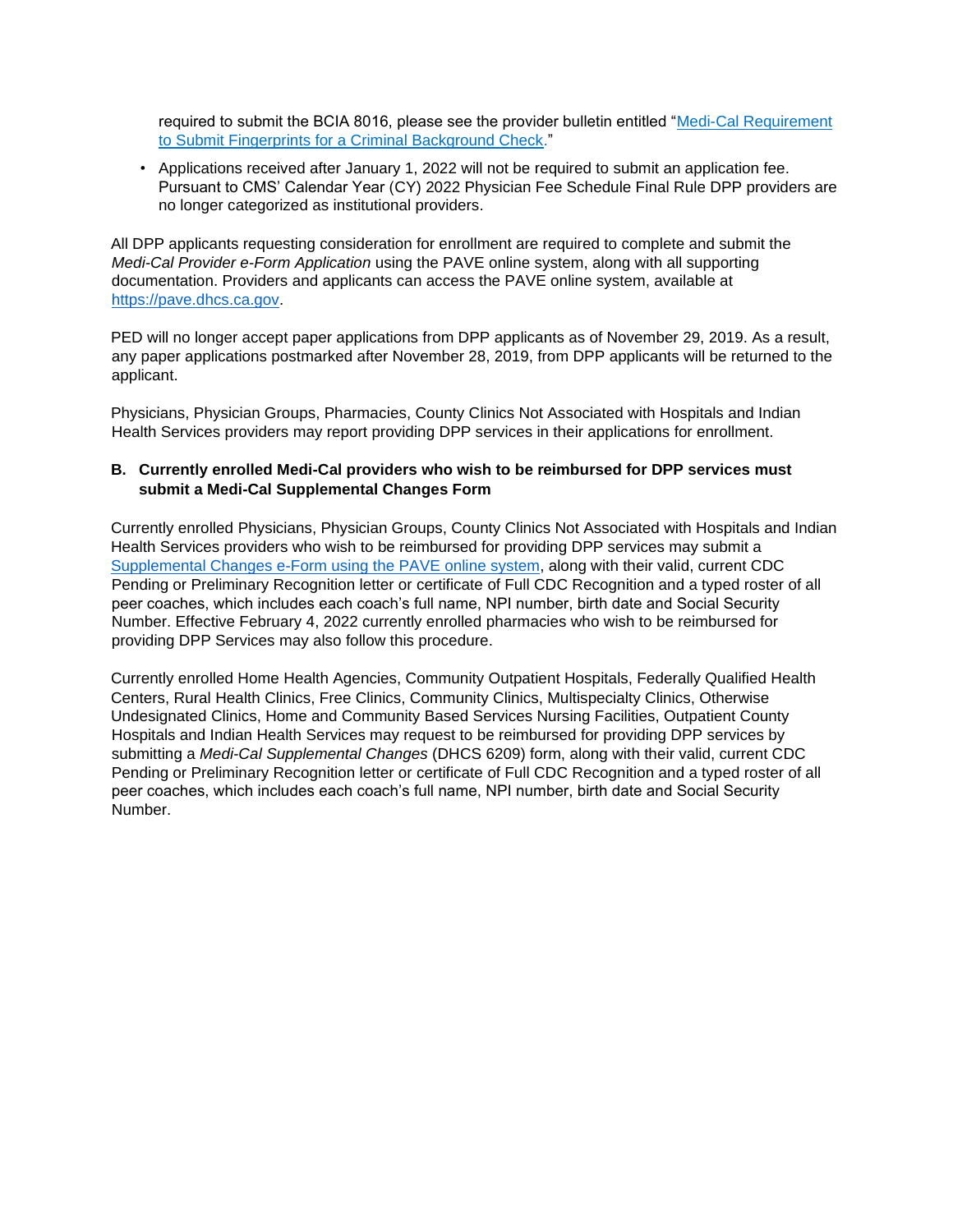required to submit the BCIA 8016, please see the provider bulletin entitled "Medi-Cal Requirement to Submit Fingerprints for a Criminal Background Check."

- Applications received after January 1, 2022 will not be required to submit an application fee. Pursuant to CMS' Calendar Year (CY) 2022 Physician Fee Schedule Final Rule DPP providers are no longer categorized as institutional providers.

All DPP applicants requesting consideration for enrollment are required to complete and submit the *Medi-Cal Provider e-Form Application* using the PAVE online system, along with all supporting documentation. Providers and applicants can access the PAVE online system, available at https://pave.dhcs.ca.gov.

PED will no longer accept paper applications from DPP applicants as of November 29, 2019. As a result, any paper applications postmarked after November 28, 2019, from DPP applicants will be returned to the applicant.

Physicians, Physician Groups, Pharmacies, County Clinics Not Associated with Hospitals and Indian Health Services providers may report providing DPP services in their applications for enrollment.

**B. Currently enrolled Medi-Cal providers who wish to be reimbursed for DPP services must submit a Medi-Cal Supplemental Changes Form**

Currently enrolled Physicians, Physician Groups, County Clinics Not Associated with Hospitals and Indian Health Services providers who wish to be reimbursed for providing DPP services may submit a Supplemental Changes e-Form using the PAVE online system, along with their valid, current CDC Pending or Preliminary Recognition letter or certificate of Full CDC Recognition and a typed roster of all peer coaches, which includes each coach's full name, NPI number, birth date and Social Security Number. Effective February 4, 2022 currently enrolled pharmacies who wish to be reimbursed for providing DPP Services may also follow this procedure.

Currently enrolled Home Health Agencies, Community Outpatient Hospitals, Federally Qualified Health Centers, Rural Health Clinics, Free Clinics, Community Clinics, Multispecialty Clinics, Otherwise Undesignated Clinics, Home and Community Based Services Nursing Facilities, Outpatient County Hospitals and Indian Health Services may request to be reimbursed for providing DPP services by submitting a *Medi-Cal Supplemental Changes* (DHCS 6209) form, along with their valid, current CDC Pending or Preliminary Recognition letter or certificate of Full CDC Recognition and a typed roster of all peer coaches, which includes each coach's full name, NPI number, birth date and Social Security Number.